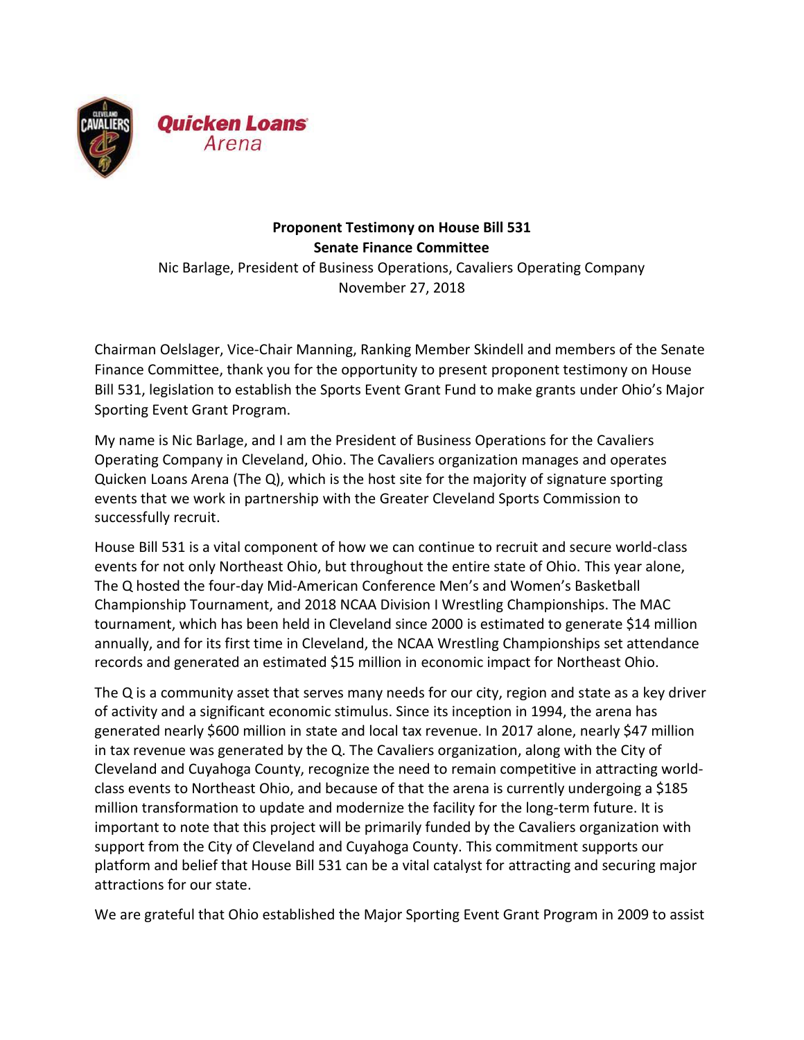**Proponent Testimony on House Bill 531**
**Senate Finance Committee**
Nic Barlage, President of Business Operations, Cavaliers Operating Company
November 27, 2018

Chairman Oelslager, Vice-Chair Manning, Ranking Member Skindell and members of the Senate Finance Committee, thank you for the opportunity to present proponent testimony on House Bill 531, legislation to establish the Sports Event Grant Fund to make grants under Ohio's Major Sporting Event Grant Program.

My name is Nic Barlage, and I am the President of Business Operations for the Cavaliers Operating Company in Cleveland, Ohio. The Cavaliers organization manages and operates Quicken Loans Arena (The Q), which is the host site for the majority of signature sporting events that we work in partnership with the Greater Cleveland Sports Commission to successfully recruit.

House Bill 531 is a vital component of how we can continue to recruit and secure world-class events for not only Northeast Ohio, but throughout the entire state of Ohio. This year alone, The Q hosted the four-day Mid-American Conference Men's and Women's Basketball Championship Tournament, and 2018 NCAA Division I Wrestling Championships. The MAC tournament, which has been held in Cleveland since 2000 is estimated to generate $14 million annually, and for its first time in Cleveland, the NCAA Wrestling Championships set attendance records and generated an estimated $15 million in economic impact for Northeast Ohio.

The Q is a community asset that serves many needs for our city, region and state as a key driver of activity and a significant economic stimulus. Since its inception in 1994, the arena has generated nearly $600 million in state and local tax revenue. In 2017 alone, nearly $47 million in tax revenue was generated by the Q. The Cavaliers organization, along with the City of Cleveland and Cuyahoga County, recognize the need to remain competitive in attracting world-class events to Northeast Ohio, and because of that the arena is currently undergoing a $185 million transformation to update and modernize the facility for the long-term future. It is important to note that this project will be primarily funded by the Cavaliers organization with support from the City of Cleveland and Cuyahoga County. This commitment supports our platform and belief that House Bill 531 can be a vital catalyst for attracting and securing major attractions for our state.

We are grateful that Ohio established the Major Sporting Event Grant Program in 2009 to assist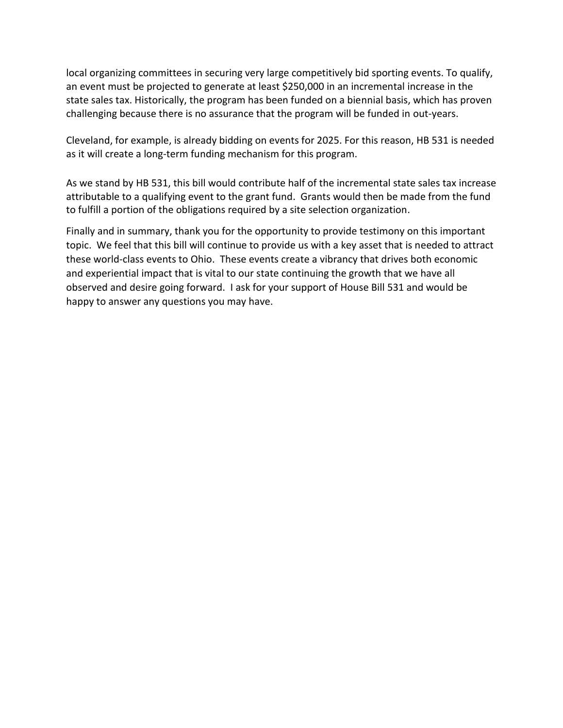local organizing committees in securing very large competitively bid sporting events. To qualify, an event must be projected to generate at least $250,000 in an incremental increase in the state sales tax. Historically, the program has been funded on a biennial basis, which has proven challenging because there is no assurance that the program will be funded in out-years.

Cleveland, for example, is already bidding on events for 2025. For this reason, HB 531 is needed as it will create a long-term funding mechanism for this program.

As we stand by HB 531, this bill would contribute half of the incremental state sales tax increase attributable to a qualifying event to the grant fund. Grants would then be made from the fund to fulfill a portion of the obligations required by a site selection organization.

Finally and in summary, thank you for the opportunity to provide testimony on this important topic. We feel that this bill will continue to provide us with a key asset that is needed to attract these world-class events to Ohio. These events create a vibrancy that drives both economic and experiential impact that is vital to our state continuing the growth that we have all observed and desire going forward. I ask for your support of House Bill 531 and would be happy to answer any questions you may have.